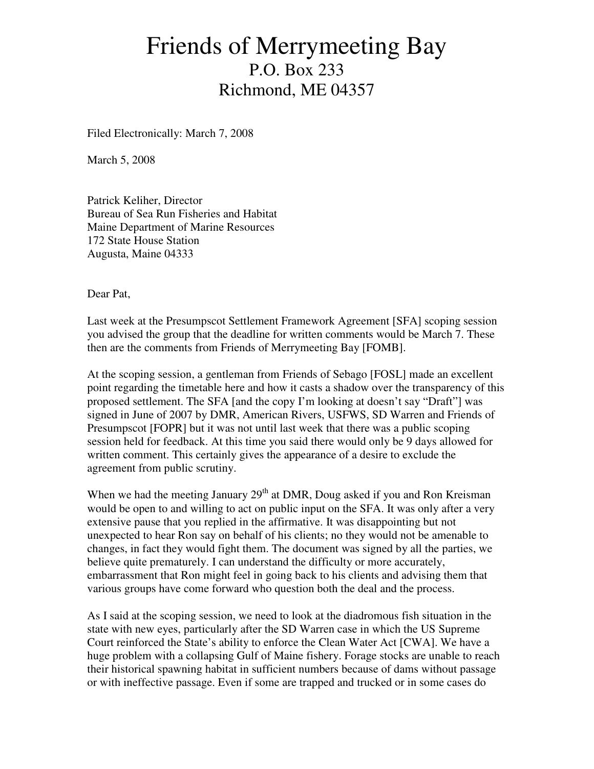# Friends of Merrymeeting Bay

P.O. Box 233
Richmond, ME 04357

Filed Electronically: March 7, 2008

March 5, 2008

Patrick Keliher, Director
Bureau of Sea Run Fisheries and Habitat
Maine Department of Marine Resources
172 State House Station
Augusta, Maine 04333

Dear Pat,

Last week at the Presumpscot Settlement Framework Agreement [SFA] scoping session you advised the group that the deadline for written comments would be March 7. These then are the comments from Friends of Merrymeeting Bay [FOMB].

At the scoping session, a gentleman from Friends of Sebago [FOSL] made an excellent point regarding the timetable here and how it casts a shadow over the transparency of this proposed settlement. The SFA [and the copy I'm looking at doesn't say "Draft"] was signed in June of 2007 by DMR, American Rivers, USFWS, SD Warren and Friends of Presumpscot [FOPR] but it was not until last week that there was a public scoping session held for feedback. At this time you said there would only be 9 days allowed for written comment. This certainly gives the appearance of a desire to exclude the agreement from public scrutiny.

When we had the meeting January 29th at DMR, Doug asked if you and Ron Kreisman would be open to and willing to act on public input on the SFA. It was only after a very extensive pause that you replied in the affirmative. It was disappointing but not unexpected to hear Ron say on behalf of his clients; no they would not be amenable to changes, in fact they would fight them. The document was signed by all the parties, we believe quite prematurely. I can understand the difficulty or more accurately, embarrassment that Ron might feel in going back to his clients and advising them that various groups have come forward who question both the deal and the process.

As I said at the scoping session, we need to look at the diadromous fish situation in the state with new eyes, particularly after the SD Warren case in which the US Supreme Court reinforced the State's ability to enforce the Clean Water Act [CWA]. We have a huge problem with a collapsing Gulf of Maine fishery. Forage stocks are unable to reach their historical spawning habitat in sufficient numbers because of dams without passage or with ineffective passage. Even if some are trapped and trucked or in some cases do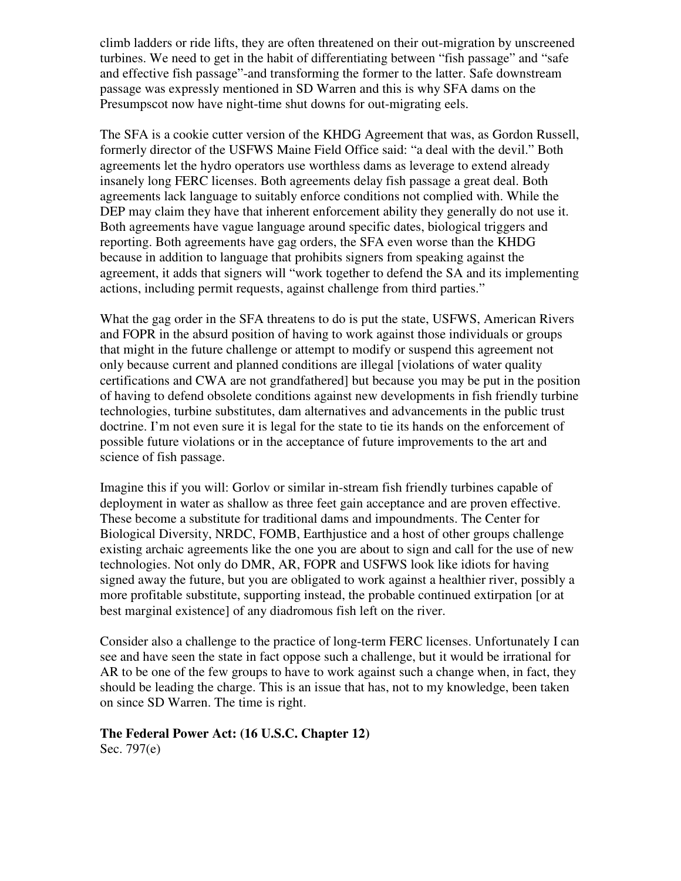climb ladders or ride lifts, they are often threatened on their out-migration by unscreened turbines. We need to get in the habit of differentiating between "fish passage" and "safe and effective fish passage"-and transforming the former to the latter. Safe downstream passage was expressly mentioned in SD Warren and this is why SFA dams on the Presumpscot now have night-time shut downs for out-migrating eels.

The SFA is a cookie cutter version of the KHDG Agreement that was, as Gordon Russell, formerly director of the USFWS Maine Field Office said: "a deal with the devil." Both agreements let the hydro operators use worthless dams as leverage to extend already insanely long FERC licenses. Both agreements delay fish passage a great deal. Both agreements lack language to suitably enforce conditions not complied with. While the DEP may claim they have that inherent enforcement ability they generally do not use it. Both agreements have vague language around specific dates, biological triggers and reporting. Both agreements have gag orders, the SFA even worse than the KHDG because in addition to language that prohibits signers from speaking against the agreement, it adds that signers will "work together to defend the SA and its implementing actions, including permit requests, against challenge from third parties."

What the gag order in the SFA threatens to do is put the state, USFWS, American Rivers and FOPR in the absurd position of having to work against those individuals or groups that might in the future challenge or attempt to modify or suspend this agreement not only because current and planned conditions are illegal [violations of water quality certifications and CWA are not grandfathered] but because you may be put in the position of having to defend obsolete conditions against new developments in fish friendly turbine technologies, turbine substitutes, dam alternatives and advancements in the public trust doctrine. I'm not even sure it is legal for the state to tie its hands on the enforcement of possible future violations or in the acceptance of future improvements to the art and science of fish passage.

Imagine this if you will: Gorlov or similar in-stream fish friendly turbines capable of deployment in water as shallow as three feet gain acceptance and are proven effective. These become a substitute for traditional dams and impoundments. The Center for Biological Diversity, NRDC, FOMB, Earthjustice and a host of other groups challenge existing archaic agreements like the one you are about to sign and call for the use of new technologies. Not only do DMR, AR, FOPR and USFWS look like idiots for having signed away the future, but you are obligated to work against a healthier river, possibly a more profitable substitute, supporting instead, the probable continued extirpation [or at best marginal existence] of any diadromous fish left on the river.

Consider also a challenge to the practice of long-term FERC licenses. Unfortunately I can see and have seen the state in fact oppose such a challenge, but it would be irrational for AR to be one of the few groups to have to work against such a change when, in fact, they should be leading the charge. This is an issue that has, not to my knowledge, been taken on since SD Warren. The time is right.

**The Federal Power Act: (16 U.S.C. Chapter 12)**
Sec. 797(e)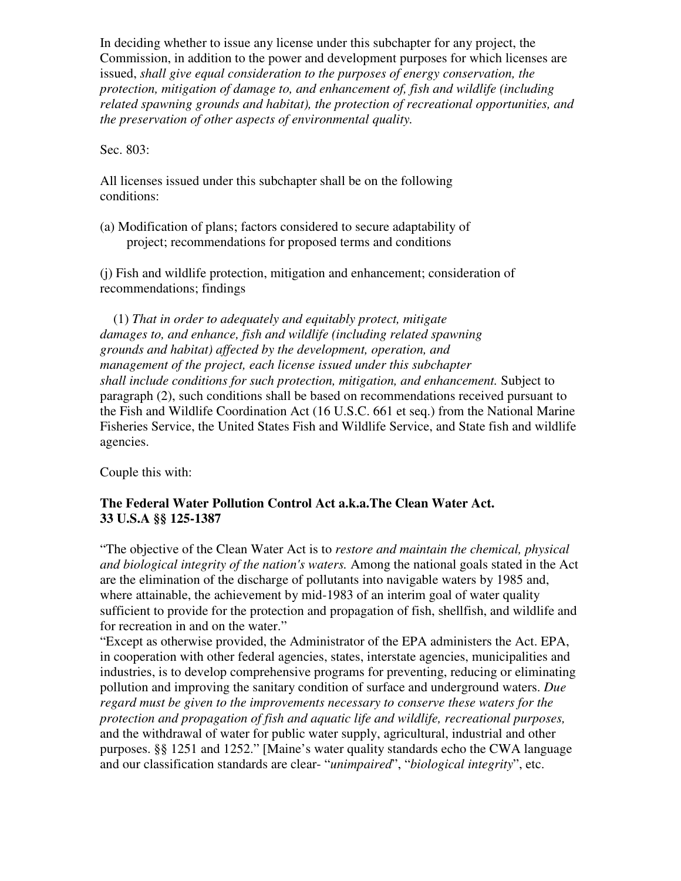In deciding whether to issue any license under this subchapter for any project, the Commission, in addition to the power and development purposes for which licenses are issued, *shall give equal consideration to the purposes of energy conservation, the protection, mitigation of damage to, and enhancement of, fish and wildlife (including related spawning grounds and habitat), the protection of recreational opportunities, and the preservation of other aspects of environmental quality.*

Sec. 803:

All licenses issued under this subchapter shall be on the following conditions:

(a) Modification of plans; factors considered to secure adaptability of project; recommendations for proposed terms and conditions

(j) Fish and wildlife protection, mitigation and enhancement; consideration of recommendations; findings

(1) *That in order to adequately and equitably protect, mitigate damages to, and enhance, fish and wildlife (including related spawning grounds and habitat) affected by the development, operation, and management of the project, each license issued under this subchapter shall include conditions for such protection, mitigation, and enhancement.* Subject to paragraph (2), such conditions shall be based on recommendations received pursuant to the Fish and Wildlife Coordination Act (16 U.S.C. 661 et seq.) from the National Marine Fisheries Service, the United States Fish and Wildlife Service, and State fish and wildlife agencies.

Couple this with:

**The Federal Water Pollution Control Act a.k.a.The Clean Water Act.**
**33 U.S.A §§ 125-1387**

"The objective of the Clean Water Act is to *restore and maintain the chemical, physical and biological integrity of the nation's waters.* Among the national goals stated in the Act are the elimination of the discharge of pollutants into navigable waters by 1985 and, where attainable, the achievement by mid-1983 of an interim goal of water quality sufficient to provide for the protection and propagation of fish, shellfish, and wildlife and for recreation in and on the water."

"Except as otherwise provided, the Administrator of the EPA administers the Act. EPA, in cooperation with other federal agencies, states, interstate agencies, municipalities and industries, is to develop comprehensive programs for preventing, reducing or eliminating pollution and improving the sanitary condition of surface and underground waters. *Due regard must be given to the improvements necessary to conserve these waters for the protection and propagation of fish and aquatic life and wildlife, recreational purposes,* and the withdrawal of water for public water supply, agricultural, industrial and other purposes. §§ 1251 and 1252." [Maine's water quality standards echo the CWA language and our classification standards are clear- "*unimpaired*", "*biological integrity*", etc.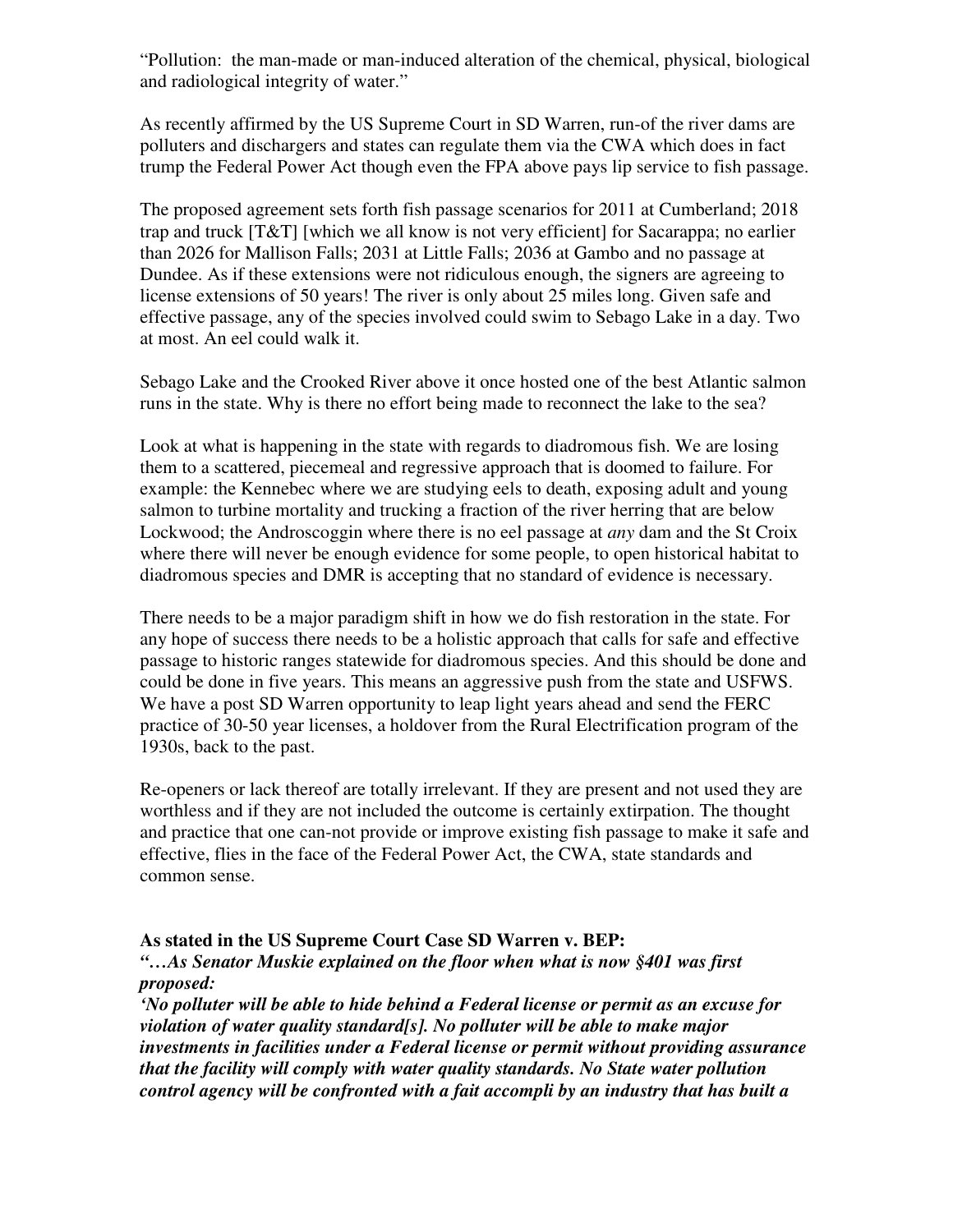"Pollution: the man-made or man-induced alteration of the chemical, physical, biological and radiological integrity of water."

As recently affirmed by the US Supreme Court in SD Warren, run-of the river dams are polluters and dischargers and states can regulate them via the CWA which does in fact trump the Federal Power Act though even the FPA above pays lip service to fish passage.

The proposed agreement sets forth fish passage scenarios for 2011 at Cumberland; 2018 trap and truck [T&T] [which we all know is not very efficient] for Sacarappa; no earlier than 2026 for Mallison Falls; 2031 at Little Falls; 2036 at Gambo and no passage at Dundee. As if these extensions were not ridiculous enough, the signers are agreeing to license extensions of 50 years! The river is only about 25 miles long. Given safe and effective passage, any of the species involved could swim to Sebago Lake in a day. Two at most. An eel could walk it.

Sebago Lake and the Crooked River above it once hosted one of the best Atlantic salmon runs in the state. Why is there no effort being made to reconnect the lake to the sea?

Look at what is happening in the state with regards to diadromous fish. We are losing them to a scattered, piecemeal and regressive approach that is doomed to failure. For example: the Kennebec where we are studying eels to death, exposing adult and young salmon to turbine mortality and trucking a fraction of the river herring that are below Lockwood; the Androscoggin where there is no eel passage at *any* dam and the St Croix where there will never be enough evidence for some people, to open historical habitat to diadromous species and DMR is accepting that no standard of evidence is necessary.

There needs to be a major paradigm shift in how we do fish restoration in the state. For any hope of success there needs to be a holistic approach that calls for safe and effective passage to historic ranges statewide for diadromous species. And this should be done and could be done in five years. This means an aggressive push from the state and USFWS. We have a post SD Warren opportunity to leap light years ahead and send the FERC practice of 30-50 year licenses, a holdover from the Rural Electrification program of the 1930s, back to the past.

Re-openers or lack thereof are totally irrelevant. If they are present and not used they are worthless and if they are not included the outcome is certainly extirpation. The thought and practice that one can-not provide or improve existing fish passage to make it safe and effective, flies in the face of the Federal Power Act, the CWA, state standards and common sense.

**As stated in the US Supreme Court Case SD Warren v. BEP:**

***"…As Senator Muskie explained on the floor when what is now §401 was first proposed:***

***'No polluter will be able to hide behind a Federal license or permit as an excuse for violation of water quality standard[s]. No polluter will be able to make major investments in facilities under a Federal license or permit without providing assurance that the facility will comply with water quality standards. No State water pollution control agency will be confronted with a fait accompli by an industry that has built a***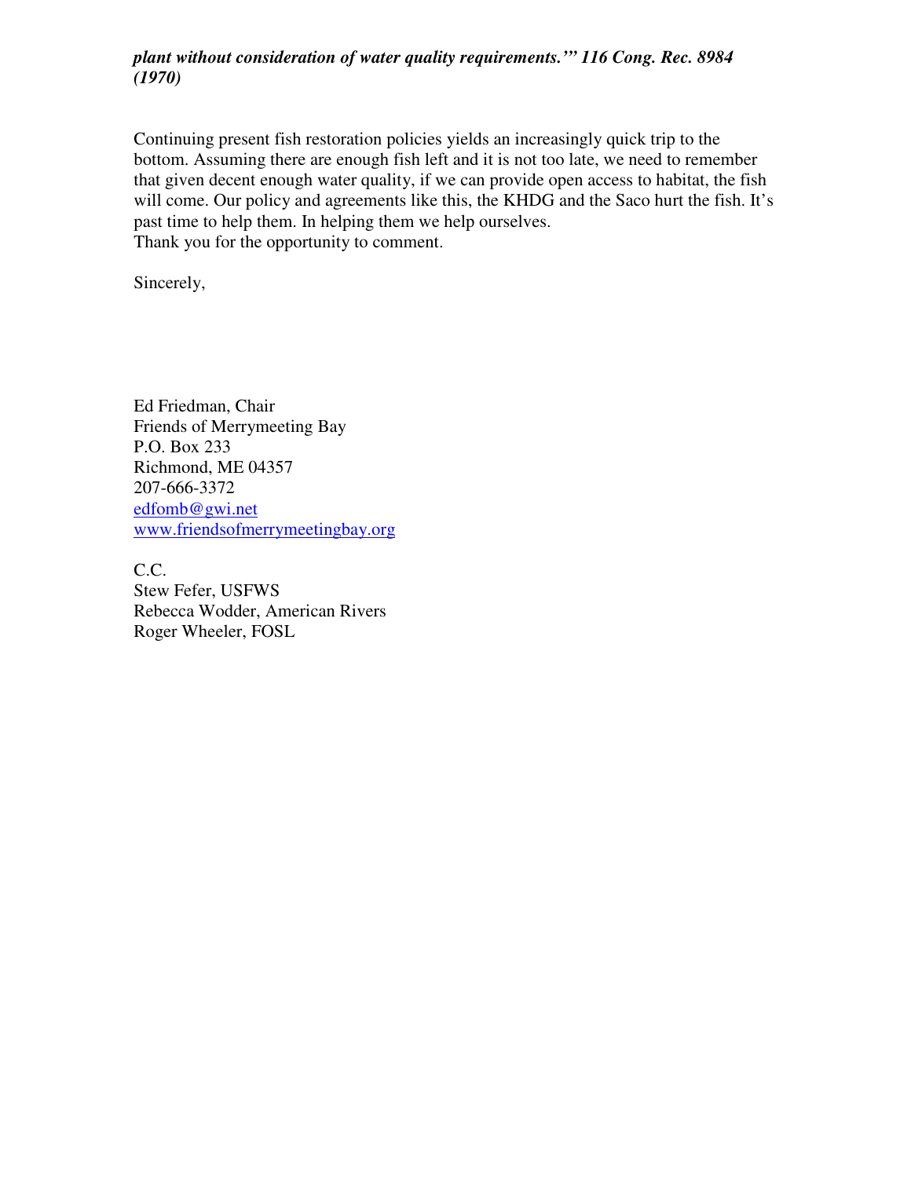***plant without consideration of water quality requirements.'" 116 Cong. Rec. 8984 (1970)***

Continuing present fish restoration policies yields an increasingly quick trip to the bottom. Assuming there are enough fish left and it is not too late, we need to remember that given decent enough water quality, if we can provide open access to habitat, the fish will come. Our policy and agreements like this, the KHDG and the Saco hurt the fish. It's past time to help them. In helping them we help ourselves.
Thank you for the opportunity to comment.

Sincerely,

Ed Friedman, Chair
Friends of Merrymeeting Bay
P.O. Box 233
Richmond, ME 04357
207-666-3372
edfomb@gwi.net
www.friendsofmerrymeetingbay.org

C.C.
Stew Fefer, USFWS
Rebecca Wodder, American Rivers
Roger Wheeler, FOSL